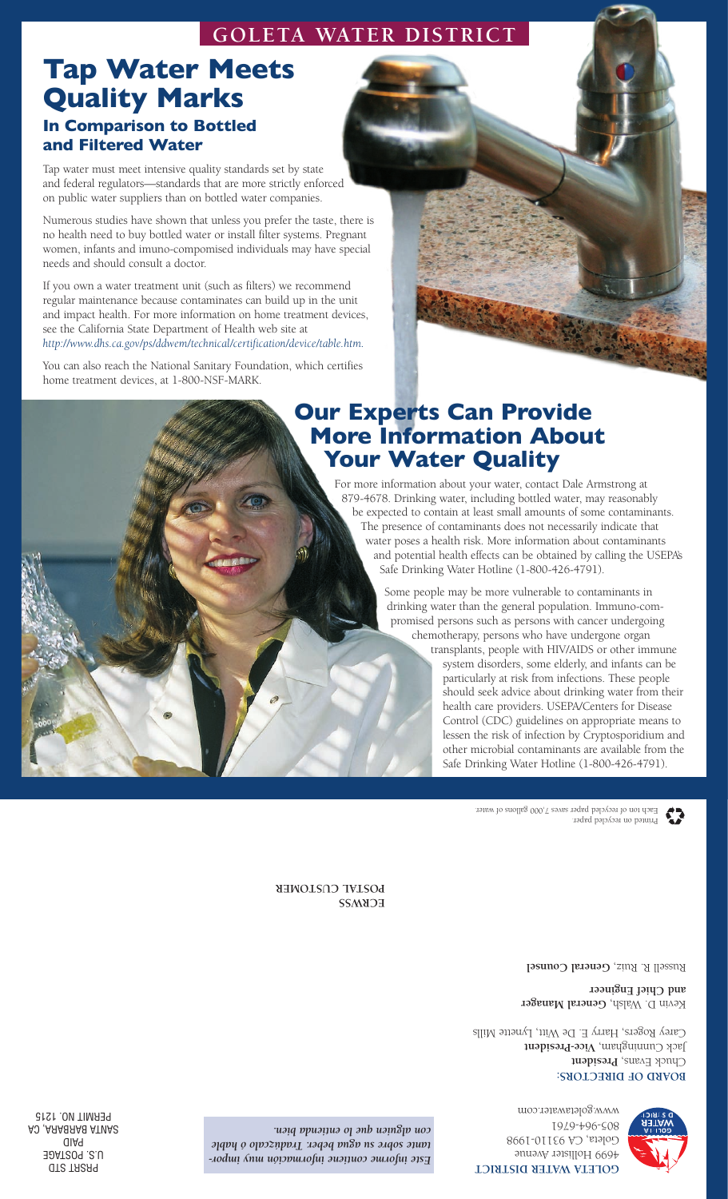## GOLETA WATER DISTRICT

# Tap Water Meets Quality Marks

### In Comparison to Bottled and Filtered Water

Tap water must meet intensive quality standards set by state and federal regulators—standards that are more strictly enforced on public water suppliers than on bottled water companies.

Numerous studies have shown that unless you prefer the taste, there is no health need to buy bottled water or install filter systems. Pregnant women, infants and imuno-compomised individuals may have special needs and should consult a doctor.

If you own a water treatment unit (such as filters) we recommend regular maintenance because contaminates can build up in the unit and impact health. For more information on home treatment devices, see the California State Department of Health web site at *http://www.dhs.ca.gov/ps/ddwem/technical/certification/device/table.htm*.

You can also reach the National Sanitary Foundation, which certifies home treatment devices, at 1-800-NSF-MARK.

# Our Experts Can Provide More Information About Your Water Quality

For more information about your water, contact Dale Armstrong at 879-4678. Drinking water, including bottled water, may reasonably be expected to contain at least small amounts of some contaminants. The presence of contaminants does not necessarily indicate that water poses a health risk. More information about contaminants and potential health effects can be obtained by calling the USEPA's Safe Drinking Water Hotline (1-800-426-4791).

Some people may be more vulnerable to contaminants in drinking water than the general population. Immuno-compromised persons such as persons with cancer undergoing chemotherapy, persons who have undergone organ transplants, people with HIV/AIDS or other immune system disorders, some elderly, and infants can be particularly at risk from infections. These people should seek advice about drinking water from their health care providers. USEPA/Centers for Disease Control (CDC) guidelines on appropriate means to lessen the risk of infection by Cryptosporidium and other microbial contaminants are available from the Safe Drinking Water Hotline (1-800-426-4791).

Printed on recycled paper
Each ton of recycled paper saves 7,000 gallons of water.

ECRWSS
POSTAL CUSTOMER

**GOLETA WATER DISTRICT**
4699 Hollister Avenue
Goleta, CA 93110-1998
805-964-6761
www.goletawater.com

**BOARD OF DIRECTORS:**
Chuck Evans, **President**
Jack Cunningham, **Vice-President**
Carey Rogers, Harry E. De Witt, Lynette Mills

Kevin D. Walsh, **General Manager and Chief Engineer**

Russell R. Ruiz, **General Counsel**

***Este informe contiene información muy importante sobre su agua beber. Tradúzcalo ó hable con alguien que lo entienda bien.***

PRSRT STD
U.S. POSTAGE
PAID
SANTA BARBARA, CA
PERMIT NO. 1215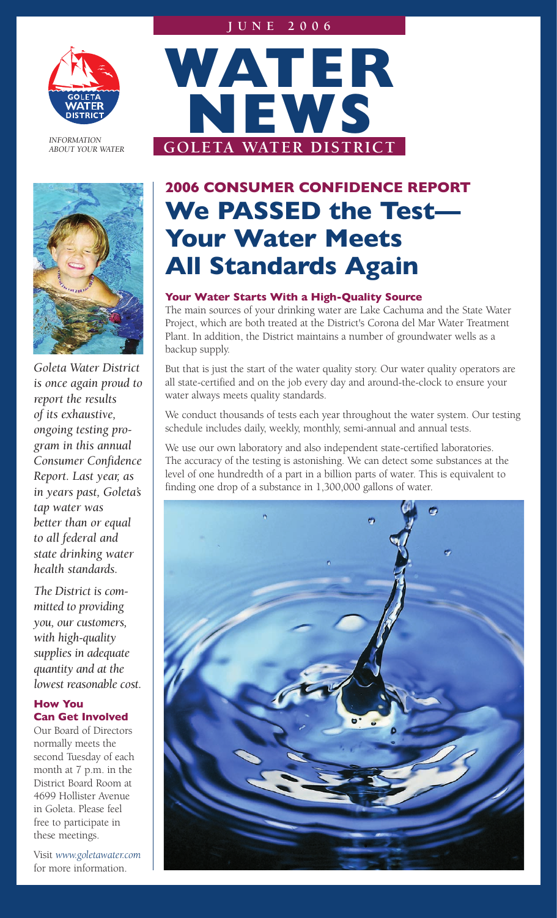JUNE 2006

# WATER NEWS

GOLETA WATER DISTRICT

*INFORMATION ABOUT YOUR WATER*

*Goleta Water District is once again proud to report the results of its exhaustive, ongoing testing program in this annual Consumer Confidence Report. Last year, as in years past, Goleta's tap water was better than or equal to all federal and state drinking water health standards.*

*The District is committed to providing you, our customers, with high-quality supplies in adequate quantity and at the lowest reasonable cost.*

### How You Can Get Involved

Our Board of Directors normally meets the second Tuesday of each month at 7 p.m. in the District Board Room at 4699 Hollister Avenue in Goleta. Please feel free to participate in these meetings.

Visit *www.goletawater.com* for more information.

## 2006 CONSUMER CONFIDENCE REPORT

# We PASSED the Test—Your Water Meets All Standards Again

### Your Water Starts With a High-Quality Source

The main sources of your drinking water are Lake Cachuma and the State Water Project, which are both treated at the District's Corona del Mar Water Treatment Plant. In addition, the District maintains a number of groundwater wells as a backup supply.

But that is just the start of the water quality story. Our water quality operators are all state-certified and on the job every day and around-the-clock to ensure your water always meets quality standards.

We conduct thousands of tests each year throughout the water system. Our testing schedule includes daily, weekly, monthly, semi-annual and annual tests.

We use our own laboratory and also independent state-certified laboratories. The accuracy of the testing is astonishing. We can detect some substances at the level of one hundredth of a part in a billion parts of water. This is equivalent to finding one drop of a substance in 1,300,000 gallons of water.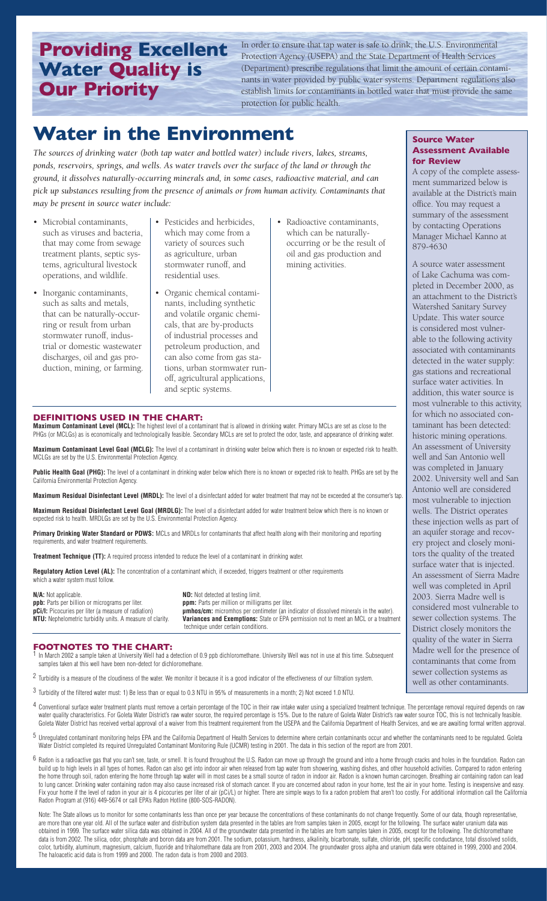# Providing Excellent Water Quality is Our Priority

In order to ensure that tap water is safe to drink, the U.S. Environmental Protection Agency (USEPA) and the State Department of Health Services (Department) prescribe regulations that limit the amount of certain contaminants in water provided by public water systems. Department regulations also establish limits for contaminants in bottled water that must provide the same protection for public health.

# Water in the Environment

*The sources of drinking water (both tap water and bottled water) include rivers, lakes, streams, ponds, reservoirs, springs, and wells. As water travels over the surface of the land or through the ground, it dissolves naturally-occurring minerals and, in some cases, radioactive material, and can pick up substances resulting from the presence of animals or from human activity. Contaminants that may be present in source water include:*

- Microbial contaminants, such as viruses and bacteria, that may come from sewage treatment plants, septic systems, agricultural livestock operations, and wildlife.
- Inorganic contaminants, such as salts and metals, that can be naturally-occurring or result from urban stormwater runoff, industrial or domestic wastewater discharges, oil and gas production, mining, or farming.
- Pesticides and herbicides, which may come from a variety of sources such as agriculture, urban stormwater runoff, and residential uses.
- Organic chemical contaminants, including synthetic and volatile organic chemicals, that are by-products of industrial processes and petroleum production, and can also come from gas stations, urban stormwater runoff, agricultural applications, and septic systems.
- Radioactive contaminants, which can be naturally-occurring or be the result of oil and gas production and mining activities.

### Source Water Assessment Available for Review

A copy of the complete assessment summarized below is available at the District's main office. You may request a summary of the assessment by contacting Operations Manager Michael Kanno at 879-4630

A source water assessment of Lake Cachuma was completed in December 2000, as an attachment to the District's Watershed Sanitary Survey Update. This water source is considered most vulnerable to the following activity associated with contaminants detected in the water supply: gas stations and recreational surface water activities. In addition, this water source is most vulnerable to this activity, for which no associated contaminant has been detected: historic mining operations. An assessment of University well and San Antonio well was completed in January 2002. University well and San Antonio well are considered most vulnerable to injection wells. The District operates these injection wells as part of an aquifer storage and recovery project and closely monitors the quality of the treated surface water that is injected. An assessment of Sierra Madre well was completed in April 2003. Sierra Madre well is considered most vulnerable to sewer collection systems. The District closely monitors the quality of the water in Sierra Madre well for the presence of contaminants that come from sewer collection systems as well as other contaminants.

## DEFINITIONS USED IN THE CHART:

**Maximum Contaminant Level (MCL):** The highest level of a contaminant that is allowed in drinking water. Primary MCLs are set as close to the PHGs (or MCLGs) as is economically and technologically feasible. Secondary MCLs are set to protect the odor, taste, and appearance of drinking water.

**Maximum Contaminant Level Goal (MCLG):** The level of a contaminant in drinking water below which there is no known or expected risk to health. MCLGs are set by the U.S. Environmental Protection Agency.

**Public Health Goal (PHG):** The level of a contaminant in drinking water below which there is no known or expected risk to health. PHGs are set by the California Environmental Protection Agency.

**Maximum Residual Disinfectant Level (MRDL):** The level of a disinfectant added for water treatment that may not be exceeded at the consumer's tap.

**Maximum Residual Disinfectant Level Goal (MRDLG):** The level of a disinfectant added for water treatment below which there is no known or expected risk to health. MRDLGs are set by the U.S. Environmental Protection Agency.

**Primary Drinking Water Standard or PDWS:** MCLs and MRDLs for contaminants that affect health along with their monitoring and reporting requirements, and water treatment requirements.

**Treatment Technique (TT):** A required process intended to reduce the level of a contaminant in drinking water.

**Regulatory Action Level (AL):** The concentration of a contaminant which, if exceeded, triggers treatment or other requirements which a water system must follow.

**N/A:** Not applicable.
**ppb:** Parts per billion or micrograms per liter.
**pCi/l:** Picocuries per liter (a measure of radiation)
**NTU:** Nephelometric turbidity units. A measure of clarity.
**ND:** Not detected at testing limit.
**ppm:** Parts per million or milligrams per liter.
**µmhos/cm:** micromhos per centimeter (an indicator of dissolved minerals in the water).
**Variances and Exemptions:** State or EPA permission not to meet an MCL or a treatment technique under certain conditions.

## FOOTNOTES TO THE CHART:

1 In March 2002 a sample taken at University Well had a detection of 0.9 ppb dichloromethane. University Well was not in use at this time. Subsequent samples taken at this well have been non-detect for dichloromethane.

2 Turbidity is a measure of the cloudiness of the water. We monitor it because it is a good indicator of the effectiveness of our filtration system.

3 Turbidity of the filtered water must: 1) Be less than or equal to 0.3 NTU in 95% of measurements in a month; 2) Not exceed 1.0 NTU.

4 Conventional surface water treatment plants must remove a certain percentage of the TOC in their raw intake water using a specialized treatment technique. The percentage removal required depends on raw water quality characteristics. For Goleta Water District's raw water source, the required percentage is 15%. Due to the nature of Goleta Water District's raw water source TOC, this is not technically feasible. Goleta Water District has received verbal approval of a waiver from this treatment requirement from the USEPA and the California Department of Health Services, and we are awaiting formal written approval.

5 Unregulated contaminant monitoring helps EPA and the California Department of Health Services to determine where certain contaminants occur and whether the contaminants need to be regulated. Goleta Water District completed its required Unregulated Contaminant Monitoring Rule (UCMR) testing in 2001. The data in this section of the report are from 2001.

6 Radon is a radioactive gas that you can't see, taste, or smell. It is found throughout the U.S. Radon can move up through the ground and into a home through cracks and holes in the foundation. Radon can build up to high levels in all types of homes. Radon can also get into indoor air when released from tap water from showering, washing dishes, and other household activities. Compared to radon entering the home through soil, radon entering the home through tap water will in most cases be a small source of radon in indoor air. Radon is a known human carcinogen. Breathing air containing radon can lead to lung cancer. Drinking water containing radon may also cause increased risk of stomach cancer. If you are concerned about radon in your home, test the air in your home. Testing is inexpensive and easy. Fix your home if the level of radon in your air is 4 picocuries per liter of air (pCi/L) or higher. There are simple ways to fix a radon problem that aren't too costly. For additional information call the California Radon Program at (916) 449-5674 or call EPA's Radon Hotline (800-SOS-RADON).

Note: The State allows us to monitor for some contaminants less than once per year because the concentrations of these contaminants do not change frequently. Some of our data, though representative, are more than one year old. All of the surface water and distribution system data presented in the tables are from samples taken in 2005, except for the following. The surface water uranium data was obtained in 1999. The surface water silica data was obtained in 2004. All of the groundwater data presented in the tables are from samples taken in 2005, except for the following. The dichloromethane data is from 2002. The silica, odor, phosphate and boron data are from 2001. The sodium, potassium, hardness, alkalinity, bicarbonate, sulfate, chloride, pH, specific conductance, total dissolved solids, color, turbidity, aluminum, magnesium, calcium, fluoride and trihalomethane data are from 2001, 2003 and 2004. The groundwater gross alpha and uranium data were obtained in 1999, 2000 and 2004. The haloacetic acid data is from 1999 and 2000. The radon data is from 2000 and 2003.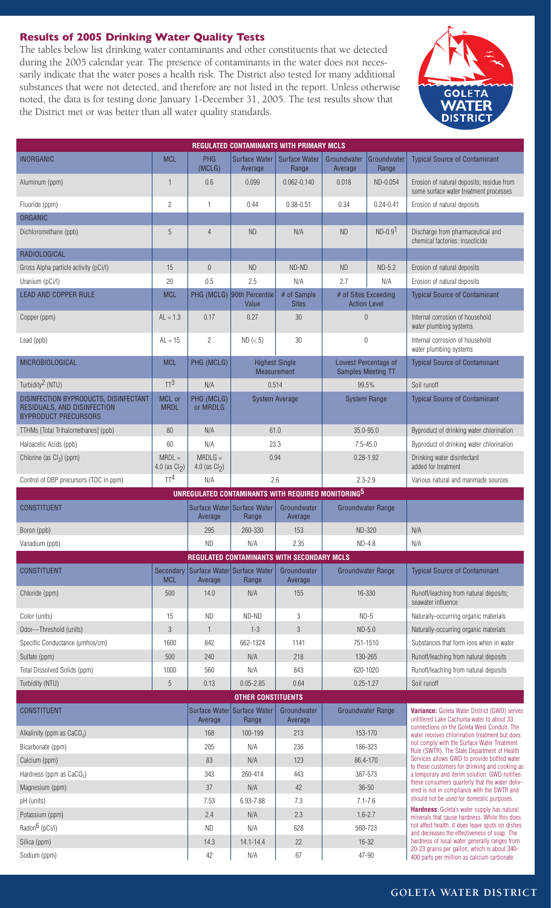## Results of 2005 Drinking Water Quality Tests

The tables below list drinking water contaminants and other constituents that we detected during the 2005 calendar year. The presence of contaminants in the water does not necessarily indicate that the water poses a health risk. The District also tested for many additional substances that were not detected, and therefore are not listed in the report. Unless otherwise noted, the data is for testing done January 1-December 31, 2005. The test results show that the District met or was better than all water quality standards.

GOLETA WATER DISTRICT

| REGULATED CONTAMINANTS WITH PRIMARY MCLS | | | | | | | |
|---|---|---|---|---|---|---|---|
| INORGANIC | MCL | PHG (MCLG) | Surface Water Average | Surface Water Range | Groundwater Average | Groundwater Range | Typical Source of Contaminant |
| Aluminum (ppm) | 1 | 0.6 | 0.099 | 0.062-0.140 | 0.018 | ND-0.054 | Erosion of natural deposits; residue from some surface water treatment processes |
| Fluoride (ppm) | 2 | 1 | 0.44 | 0.38-0.51 | 0.34 | 0.24-0.41 | Erosion of natural deposits |
| ORGANIC | | | | | | | |
| Dichloromethane (ppb) | 5 | 4 | ND | N/A | ND | ND-0.9[1] | Discharge from pharmaceutical and chemical factories; insecticide |
| RADIOLOGICAL | | | | | | | |
| Gross Alpha particle activity (pCi/l) | 15 | 0 | ND | ND-ND | ND | ND-5.2 | Erosion of natural deposits |
| Uranium (pCi/l) | 20 | 0.5 | 2.5 | N/A | 2.7 | N/A | Erosion of natural deposits |
| LEAD AND COPPER RULE | MCL | PHG (MCLG) | 90th Percentile Value | # of Sample Sites | # of Sites Exceeding Action Level | | Typical Source of Contaminant |
| Copper (ppm) | AL = 1.3 | 0.17 | 0.27 | 30 | 0 | | Internal corrosion of household water plumbing systems |
| Lead (ppb) | AL = 15 | 2 | ND (< 5) | 30 | 0 | | Internal corrosion of household water plumbing systems |
| MICROBIOLOGICAL | MCL | PHG (MCLG) | Highest Single Measurement | | Lowest Percentage of Samples Meeting TT | | Typical Source of Contaminant |
| Turbidity[2] (NTU) | TT[3] | N/A | 0.514 | | 99.5% | | Soil runoff |
| DISINFECTION BYPRODUCTS, DISINFECTANT RESIDUALS, AND DISINFECTION BYPRODUCT PRECURSORS | MCL or MRDL | PHG (MCLG) or MRDLG | System Average | | System Range | | Typical Source of Contaminant |
| TTHMs [Total Trihalomethanes] (ppb) | 80 | N/A | 61.0 | | 35.0-95.0 | | Byproduct of drinking water chlorination |
| Haloacetic Acids (ppb) | 60 | N/A | 23.3 | | 7.5-45.0 | | Byproduct of drinking water chlorination |
| Chlorine (as $Cl_2$) (ppm) | MRDL = 4.0 (as $Cl_2$) | MRDLG = 4.0 (as $Cl_2$) | 0.94 | | 0.28-1.92 | | Drinking water disinfectant added for treatment |
| Control of DBP precursors (TOC in ppm) | TT[4] | N/A | 2.6 | | 2.3-2.9 | | Various natural and manmade sources |

| UNREGULATED CONTAMINANTS WITH REQUIRED MONITORING[5] | | | | | |
|---|---|---|---|---|---|
| CONSTITUENT | Surface Water Average | Surface Water Range | Groundwater Average | Groundwater Range | |
| Boron (ppb) | 295 | 260-330 | 153 | ND-320 | N/A |
| Vanadium (ppb) | ND | N/A | 2.35 | ND-4.8 | N/A |

| REGULATED CONTAMINANTS WITH SECONDARY MCLS | | | | | | |
|---|---|---|---|---|---|---|
| CONSTITUENT | Secondary MCL | Surface Water Average | Surface Water Range | Groundwater Average | Groundwater Range | Typical Source of Contaminant |
| Chloride (ppm) | 500 | 14.0 | N/A | 155 | 16-330 | Runoff/leaching from natural deposits; seawater influence |
| Color (units) | 15 | ND | ND-ND | 3 | ND-5 | Naturally-occurring organic materials |
| Odor---Threshold (units) | 3 | 1 | 1-3 | 3 | ND-5.0 | Naturally-occurring organic materials |
| Specific Conductance (µmhos/cm) | 1600 | 842 | 662-1324 | 1141 | 751-1510 | Substances that form ions when in water |
| Sulfate (ppm) | 500 | 240 | N/A | 218 | 130-265 | Runoff/leaching from natural deposits |
| Total Dissolved Solids (ppm) | 1000 | 560 | N/A | 843 | 620-1020 | Runoff/leaching from natural deposits |
| Turbidity (NTU) | 5 | 0.13 | 0.05-2.85 | 0.64 | 0.25-1.27 | Soil runoff |

| OTHER CONSTITUENTS | | | | |
|---|---|---|---|---|
| CONSTITUENT | Surface Water Average | Surface Water Range | Groundwater Average | Groundwater Range |
| Alkalinity (ppm as $CaCO_3$) | 168 | 100-199 | 213 | 153-170 |
| Bicarbonate (ppm) | 205 | N/A | 236 | 186-323 |
| Calcium (ppm) | 83 | N/A | 123 | 86.4-170 |
| Hardness (ppm as $CaCO_3$) | 343 | 260-414 | 443 | 387-573 |
| Magnesium (ppm) | 37 | N/A | 42 | 36-50 |
| pH (units) | 7.53 | 6.93-7.88 | 7.3 | 7.1-7.6 |
| Potassium (ppm) | 2.4 | N/A | 2.3 | 1.6-2.7 |
| Radon[6] (pCi/l) | ND | N/A | 628 | 560-723 |
| Silica (ppm) | 14.3 | 14.1-14.4 | 22 | 16-32 |
| Sodium (ppm) | 42 | N/A | 67 | 47-90 |

**Variance:** Goleta Water District (GWD) serves unfiltered Lake Cachuma water to about 33 connections on the Goleta West Conduit. The water receives chlorination treatment but does not comply with the Surface Water Treatment Rule (SWTR). The State Department of Health Services allows GWD to provide bottled water to these customers for drinking and cooking as a temporary and interim solution. GWD notifies these consumers quarterly that the water delivered is not in compliance with the SWTR and should not be used for domestic purposes.

**Hardness**: Goleta's water supply has natural minerals that cause hardness. While this does not affect health, it does leave spots on dishes and decreases the effectiveness of soap. The hardness of local water generally ranges from 20-23 grains per gallon, which is about 340-400 parts per million as calcium carbonate.